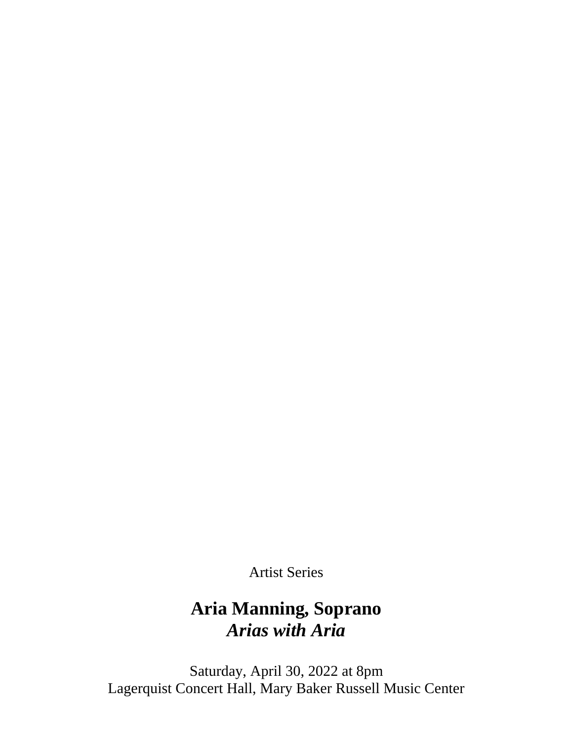Artist Series

# Aria Manning, Soprano
## *Arias with Aria*

Saturday, April 30, 2022 at 8pm
Lagerquist Concert Hall, Mary Baker Russell Music Center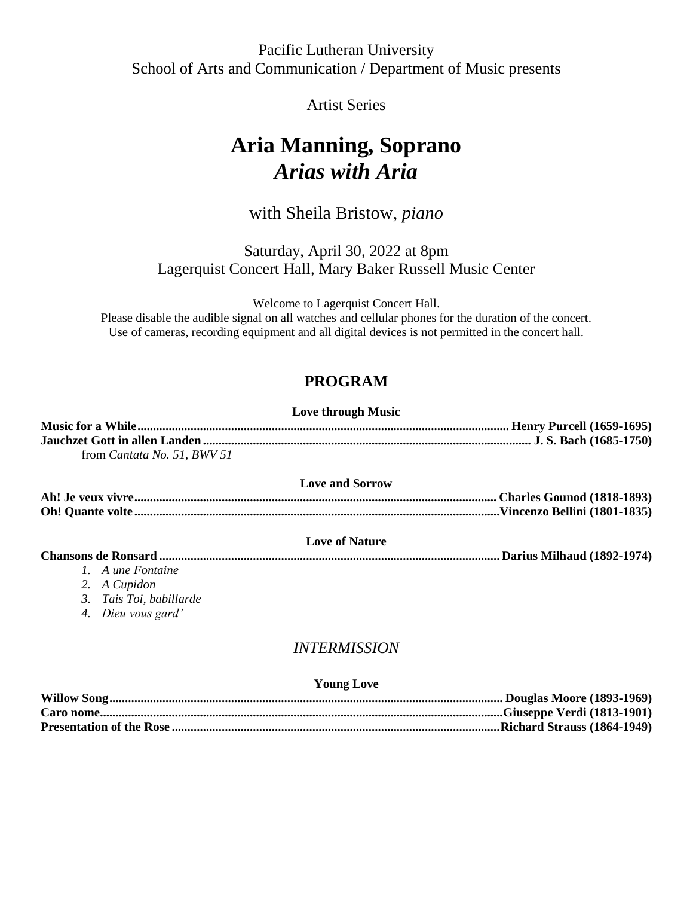Pacific Lutheran University
School of Arts and Communication / Department of Music presents

Artist Series

# Aria Manning, Soprano
## *Arias with Aria*

with Sheila Bristow, *piano*

Saturday, April 30, 2022 at 8pm
Lagerquist Concert Hall, Mary Baker Russell Music Center

Welcome to Lagerquist Concert Hall.
Please disable the audible signal on all watches and cellular phones for the duration of the concert.
Use of cameras, recording equipment and all digital devices is not permitted in the concert hall.

## PROGRAM

**Love through Music**

**Music for a While**........................................................................ **Henry Purcell (1659-1695)**
**Jauchzet Gott in allen Landen**........................................................................ **J. S. Bach (1685-1750)**
from *Cantata No. 51, BWV 51*

**Love and Sorrow**

**Ah! Je veux vivre**........................................................................ **Charles Gounod (1818-1893)**
**Oh! Quante volte**........................................................................ **Vincenzo Bellini (1801-1835)**

**Love of Nature**

**Chansons de Ronsard**........................................................................ **Darius Milhaud (1892-1974)**

1. *A une Fontaine*
2. *A Cupidon*
3. *Tais Toi, babillarde*
4. *Dieu vous gard'*

*INTERMISSION*

**Young Love**

**Willow Song**........................................................................ **Douglas Moore (1893-1969)**
**Caro nome**........................................................................ **Giuseppe Verdi (1813-1901)**
**Presentation of the Rose**........................................................................ **Richard Strauss (1864-1949)**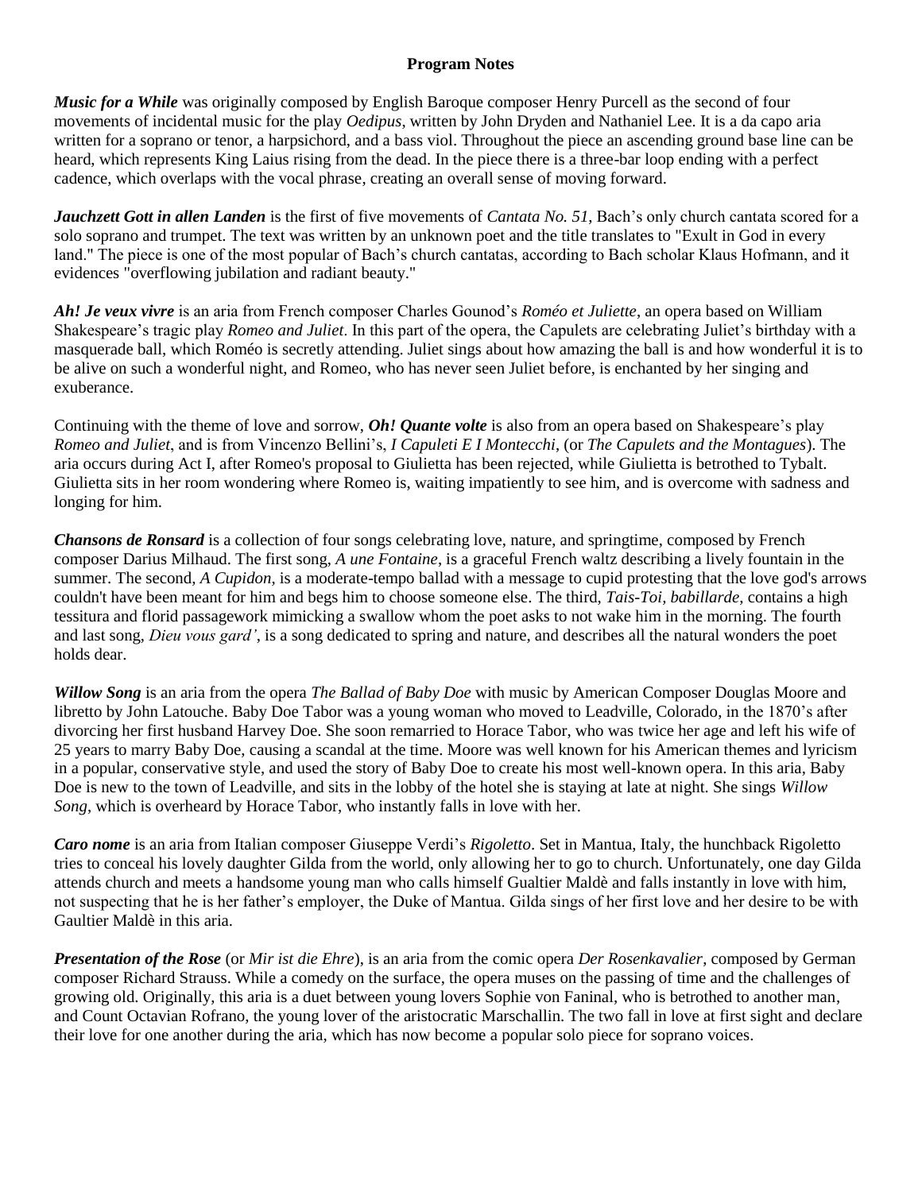## Program Notes

***Music for a While*** was originally composed by English Baroque composer Henry Purcell as the second of four movements of incidental music for the play *Oedipus*, written by John Dryden and Nathaniel Lee. It is a da capo aria written for a soprano or tenor, a harpsichord, and a bass viol. Throughout the piece an ascending ground base line can be heard, which represents King Laius rising from the dead. In the piece there is a three-bar loop ending with a perfect cadence, which overlaps with the vocal phrase, creating an overall sense of moving forward.

***Jauchzett Gott in allen Landen*** is the first of five movements of *Cantata No. 51*, Bach's only church cantata scored for a solo soprano and trumpet. The text was written by an unknown poet and the title translates to "Exult in God in every land." The piece is one of the most popular of Bach's church cantatas, according to Bach scholar Klaus Hofmann, and it evidences "overflowing jubilation and radiant beauty."

***Ah! Je veux vivre*** is an aria from French composer Charles Gounod's *Roméo et Juliette*, an opera based on William Shakespeare's tragic play *Romeo and Juliet*. In this part of the opera, the Capulets are celebrating Juliet's birthday with a masquerade ball, which Roméo is secretly attending. Juliet sings about how amazing the ball is and how wonderful it is to be alive on such a wonderful night, and Romeo, who has never seen Juliet before, is enchanted by her singing and exuberance.

Continuing with the theme of love and sorrow, ***Oh! Quante volte*** is also from an opera based on Shakespeare's play *Romeo and Juliet*, and is from Vincenzo Bellini's, *I Capuleti E I Montecchi*, (or *The Capulets and the Montagues*). The aria occurs during Act I, after Romeo's proposal to Giulietta has been rejected, while Giulietta is betrothed to Tybalt. Giulietta sits in her room wondering where Romeo is, waiting impatiently to see him, and is overcome with sadness and longing for him.

***Chansons de Ronsard*** is a collection of four songs celebrating love, nature, and springtime, composed by French composer Darius Milhaud. The first song, *A une Fontaine*, is a graceful French waltz describing a lively fountain in the summer. The second, *A Cupidon*, is a moderate-tempo ballad with a message to cupid protesting that the love god's arrows couldn't have been meant for him and begs him to choose someone else. The third, *Tais-Toi, babillarde*, contains a high tessitura and florid passagework mimicking a swallow whom the poet asks to not wake him in the morning. The fourth and last song, *Dieu vous gard'*, is a song dedicated to spring and nature, and describes all the natural wonders the poet holds dear.

***Willow Song*** is an aria from the opera *The Ballad of Baby Doe* with music by American Composer Douglas Moore and libretto by John Latouche. Baby Doe Tabor was a young woman who moved to Leadville, Colorado, in the 1870's after divorcing her first husband Harvey Doe. She soon remarried to Horace Tabor, who was twice her age and left his wife of 25 years to marry Baby Doe, causing a scandal at the time. Moore was well known for his American themes and lyricism in a popular, conservative style, and used the story of Baby Doe to create his most well-known opera. In this aria, Baby Doe is new to the town of Leadville, and sits in the lobby of the hotel she is staying at late at night. She sings *Willow Song*, which is overheard by Horace Tabor, who instantly falls in love with her.

***Caro nome*** is an aria from Italian composer Giuseppe Verdi's *Rigoletto*. Set in Mantua, Italy, the hunchback Rigoletto tries to conceal his lovely daughter Gilda from the world, only allowing her to go to church. Unfortunately, one day Gilda attends church and meets a handsome young man who calls himself Gualtier Maldè and falls instantly in love with him, not suspecting that he is her father's employer, the Duke of Mantua. Gilda sings of her first love and her desire to be with Gaultier Maldè in this aria.

***Presentation of the Rose*** (or *Mir ist die Ehre*), is an aria from the comic opera *Der Rosenkavalier*, composed by German composer Richard Strauss. While a comedy on the surface, the opera muses on the passing of time and the challenges of growing old. Originally, this aria is a duet between young lovers Sophie von Faninal, who is betrothed to another man, and Count Octavian Rofrano, the young lover of the aristocratic Marschallin. The two fall in love at first sight and declare their love for one another during the aria, which has now become a popular solo piece for soprano voices.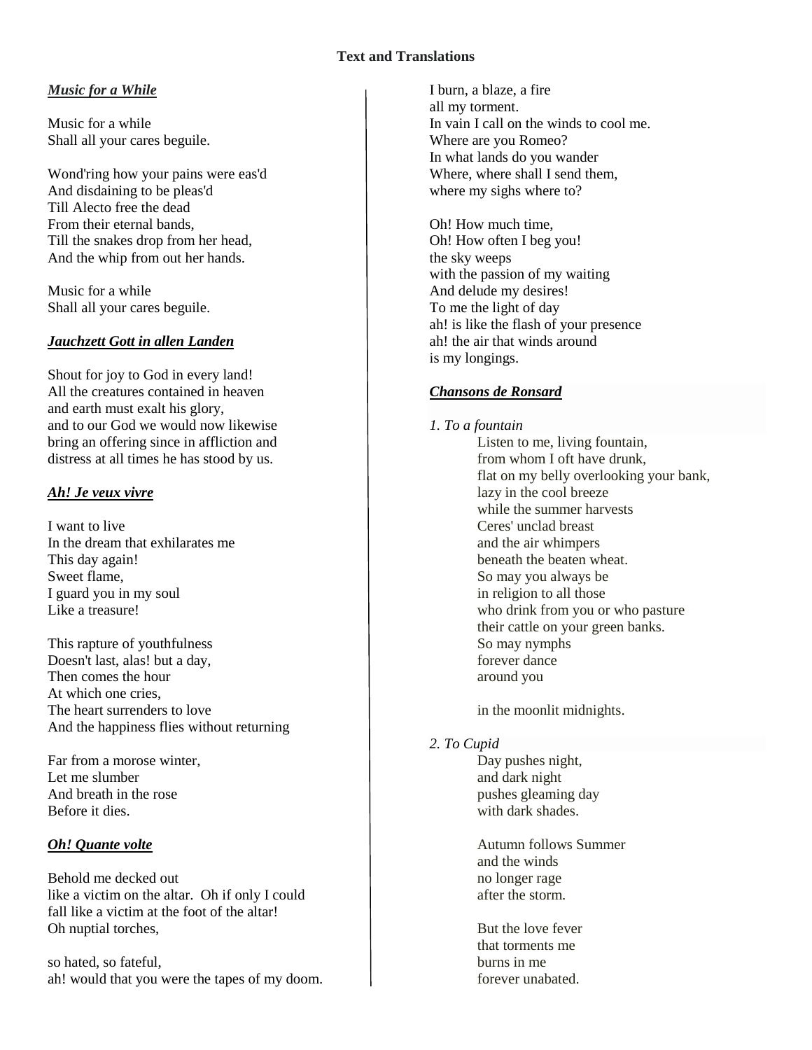**Text and Translations**

***Music for a While***

Music for a while
Shall all your cares beguile.

Wond'ring how your pains were eas'd
And disdaining to be pleas'd
Till Alecto free the dead
From their eternal bands,
Till the snakes drop from her head,
And the whip from out her hands.

Music for a while
Shall all your cares beguile.

***Jauchzett Gott in allen Landen***

Shout for joy to God in every land!
All the creatures contained in heaven
and earth must exalt his glory,
and to our God we would now likewise
bring an offering since in affliction and
distress at all times he has stood by us.

***Ah! Je veux vivre***

I want to live
In the dream that exhilarates me
This day again!
Sweet flame,
I guard you in my soul
Like a treasure!

This rapture of youthfulness
Doesn't last, alas! but a day,
Then comes the hour
At which one cries,
The heart surrenders to love
And the happiness flies without returning

Far from a morose winter,
Let me slumber
And breath in the rose
Before it dies.

***Oh! Quante volte***

Behold me decked out
like a victim on the altar. Oh if only I could
fall like a victim at the foot of the altar!
Oh nuptial torches,

so hated, so fateful,
ah! would that you were the tapes of my doom.

I burn, a blaze, a fire
all my torment.
In vain I call on the winds to cool me.
Where are you Romeo?
In what lands do you wander
Where, where shall I send them,
where my sighs where to?

Oh! How much time,
Oh! How often I beg you!
the sky weeps
with the passion of my waiting
And delude my desires!
To me the light of day
ah! is like the flash of your presence
ah! the air that winds around
is my longings.

***Chansons de Ronsard***

*1. To a fountain*

Listen to me, living fountain,
from whom I oft have drunk,
flat on my belly overlooking your bank,
lazy in the cool breeze
while the summer harvests
Ceres' unclad breast
and the air whimpers
beneath the beaten wheat.
So may you always be
in religion to all those
who drink from you or who pasture
their cattle on your green banks.
So may nymphs
forever dance
around you

in the moonlit midnights.

*2. To Cupid*

Day pushes night,
and dark night
pushes gleaming day
with dark shades.

Autumn follows Summer
and the winds
no longer rage
after the storm.

But the love fever
that torments me
burns in me
forever unabated.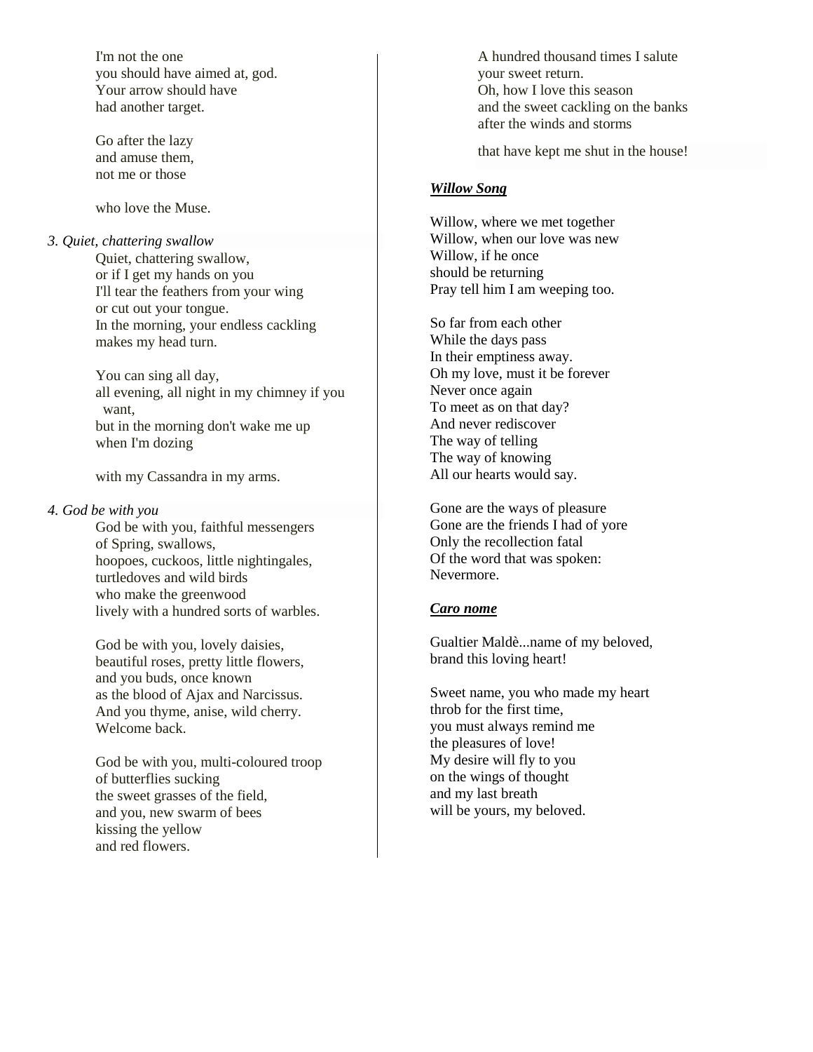I'm not the one
you should have aimed at, god.
Your arrow should have
had another target.

Go after the lazy
and amuse them,
not me or those

who love the Muse.

*3. Quiet, chattering swallow*

Quiet, chattering swallow,
or if I get my hands on you
I'll tear the feathers from your wing
or cut out your tongue.
In the morning, your endless cackling
makes my head turn.

You can sing all day,
all evening, all night in my chimney if you want,
but in the morning don't wake me up
when I'm dozing

with my Cassandra in my arms.

*4. God be with you*

God be with you, faithful messengers
of Spring, swallows,
hoopoes, cuckoos, little nightingales,
turtledoves and wild birds
who make the greenwood
lively with a hundred sorts of warbles.

God be with you, lovely daisies,
beautiful roses, pretty little flowers,
and you buds, once known
as the blood of Ajax and Narcissus.
And you thyme, anise, wild cherry.
Welcome back.

God be with you, multi-coloured troop
of butterflies sucking
the sweet grasses of the field,
and you, new swarm of bees
kissing the yellow
and red flowers.

A hundred thousand times I salute
your sweet return.
Oh, how I love this season
and the sweet cackling on the banks
after the winds and storms

that have kept me shut in the house!

***Willow Song***

Willow, where we met together
Willow, when our love was new
Willow, if he once
should be returning
Pray tell him I am weeping too.

So far from each other
While the days pass
In their emptiness away.
Oh my love, must it be forever
Never once again
To meet as on that day?
And never rediscover
The way of telling
The way of knowing
All our hearts would say.

Gone are the ways of pleasure
Gone are the friends I had of yore
Only the recollection fatal
Of the word that was spoken:
Nevermore.

***Caro nome***

Gualtier Maldè...name of my beloved,
brand this loving heart!

Sweet name, you who made my heart
throb for the first time,
you must always remind me
the pleasures of love!
My desire will fly to you
on the wings of thought
and my last breath
will be yours, my beloved.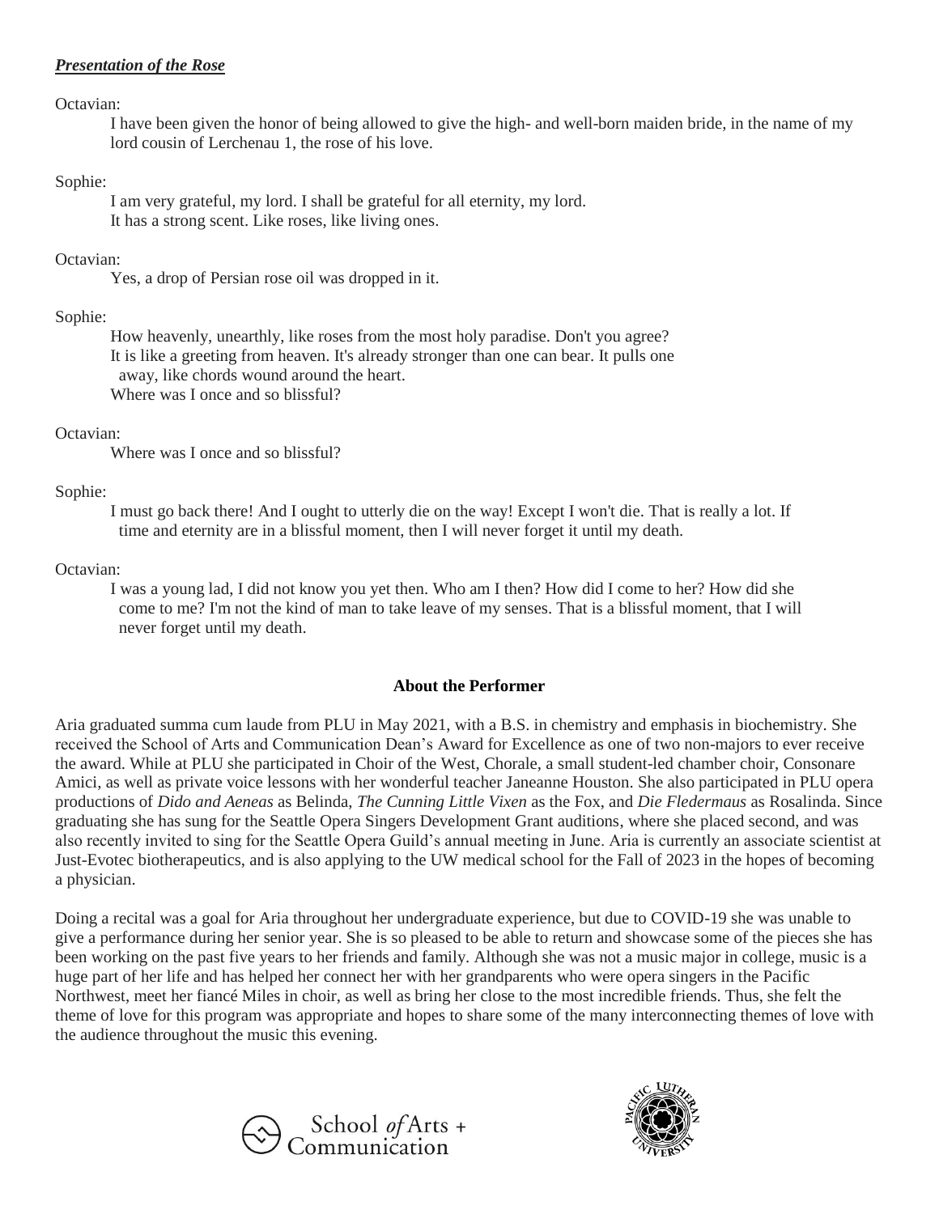***Presentation of the Rose***

Octavian:

I have been given the honor of being allowed to give the high- and well-born maiden bride, in the name of my lord cousin of Lerchenau 1, the rose of his love.

Sophie:

I am very grateful, my lord. I shall be grateful for all eternity, my lord.
It has a strong scent. Like roses, like living ones.

Octavian:

Yes, a drop of Persian rose oil was dropped in it.

Sophie:

How heavenly, unearthly, like roses from the most holy paradise. Don't you agree?
It is like a greeting from heaven. It's already stronger than one can bear. It pulls one away, like chords wound around the heart.
Where was I once and so blissful?

Octavian:

Where was I once and so blissful?

Sophie:

I must go back there! And I ought to utterly die on the way! Except I won't die. That is really a lot. If time and eternity are in a blissful moment, then I will never forget it until my death.

Octavian:

I was a young lad, I did not know you yet then. Who am I then? How did I come to her? How did she come to me? I'm not the kind of man to take leave of my senses. That is a blissful moment, that I will never forget until my death.

## About the Performer

Aria graduated summa cum laude from PLU in May 2021, with a B.S. in chemistry and emphasis in biochemistry. She received the School of Arts and Communication Dean's Award for Excellence as one of two non-majors to ever receive the award. While at PLU she participated in Choir of the West, Chorale, a small student-led chamber choir, Consonare Amici, as well as private voice lessons with her wonderful teacher Janeanne Houston. She also participated in PLU opera productions of *Dido and Aeneas* as Belinda, *The Cunning Little Vixen* as the Fox, and *Die Fledermaus* as Rosalinda. Since graduating she has sung for the Seattle Opera Singers Development Grant auditions, where she placed second, and was also recently invited to sing for the Seattle Opera Guild's annual meeting in June. Aria is currently an associate scientist at Just-Evotec biotherapeutics, and is also applying to the UW medical school for the Fall of 2023 in the hopes of becoming a physician.

Doing a recital was a goal for Aria throughout her undergraduate experience, but due to COVID-19 she was unable to give a performance during her senior year. She is so pleased to be able to return and showcase some of the pieces she has been working on the past five years to her friends and family. Although she was not a music major in college, music is a huge part of her life and has helped her connect her with her grandparents who were opera singers in the Pacific Northwest, meet her fiancé Miles in choir, as well as bring her close to the most incredible friends. Thus, she felt the theme of love for this program was appropriate and hopes to share some of the many interconnecting themes of love with the audience throughout the music this evening.

School *of* Arts + Communication

PACIFIC LUTHERAN UNIVERSITY